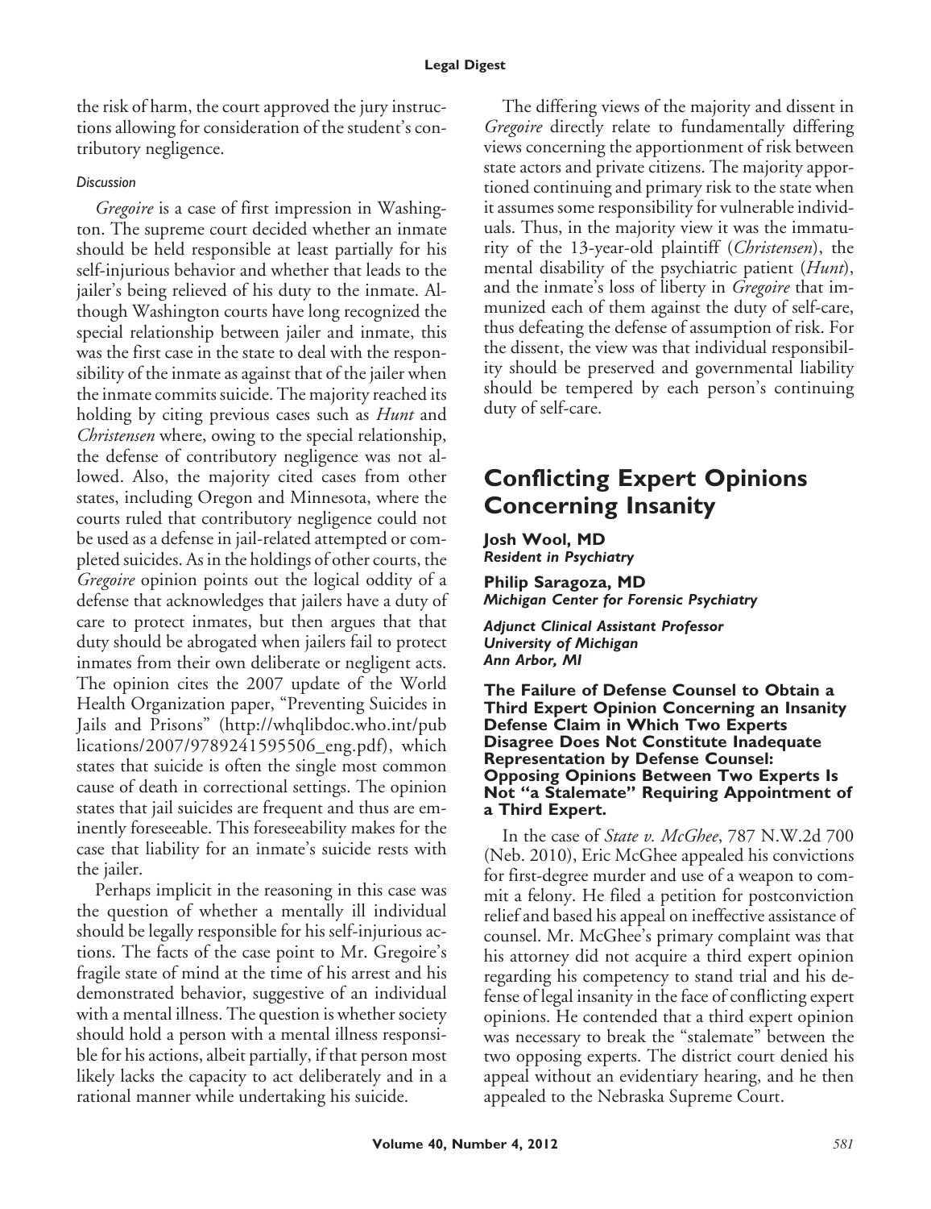the risk of harm, the court approved the jury instructions allowing for consideration of the student's contributory negligence.

*Discussion*

*Gregoire* is a case of first impression in Washington. The supreme court decided whether an inmate should be held responsible at least partially for his self-injurious behavior and whether that leads to the jailer's being relieved of his duty to the inmate. Although Washington courts have long recognized the special relationship between jailer and inmate, this was the first case in the state to deal with the responsibility of the inmate as against that of the jailer when the inmate commits suicide. The majority reached its holding by citing previous cases such as *Hunt* and *Christensen* where, owing to the special relationship, the defense of contributory negligence was not allowed. Also, the majority cited cases from other states, including Oregon and Minnesota, where the courts ruled that contributory negligence could not be used as a defense in jail-related attempted or completed suicides. As in the holdings of other courts, the *Gregoire* opinion points out the logical oddity of a defense that acknowledges that jailers have a duty of care to protect inmates, but then argues that that duty should be abrogated when jailers fail to protect inmates from their own deliberate or negligent acts. The opinion cites the 2007 update of the World Health Organization paper, "Preventing Suicides in Jails and Prisons" (http://whqlibdoc.who.int/publications/2007/9789241595506_eng.pdf), which states that suicide is often the single most common cause of death in correctional settings. The opinion states that jail suicides are frequent and thus are eminently foreseeable. This foreseeability makes for the case that liability for an inmate's suicide rests with the jailer.

Perhaps implicit in the reasoning in this case was the question of whether a mentally ill individual should be legally responsible for his self-injurious actions. The facts of the case point to Mr. Gregoire's fragile state of mind at the time of his arrest and his demonstrated behavior, suggestive of an individual with a mental illness. The question is whether society should hold a person with a mental illness responsible for his actions, albeit partially, if that person most likely lacks the capacity to act deliberately and in a rational manner while undertaking his suicide.

The differing views of the majority and dissent in *Gregoire* directly relate to fundamentally differing views concerning the apportionment of risk between state actors and private citizens. The majority apportioned continuing and primary risk to the state when it assumes some responsibility for vulnerable individuals. Thus, in the majority view it was the immaturity of the 13-year-old plaintiff (*Christensen*), the mental disability of the psychiatric patient (*Hunt*), and the inmate's loss of liberty in *Gregoire* that immunized each of them against the duty of self-care, thus defeating the defense of assumption of risk. For the dissent, the view was that individual responsibility should be preserved and governmental liability should be tempered by each person's continuing duty of self-care.

## Conflicting Expert Opinions Concerning Insanity

**Josh Wool, MD**
***Resident in Psychiatry***

**Philip Saragoza, MD**
***Michigan Center for Forensic Psychiatry***

***Adjunct Clinical Assistant Professor***
***University of Michigan***
***Ann Arbor, MI***

### The Failure of Defense Counsel to Obtain a Third Expert Opinion Concerning an Insanity Defense Claim in Which Two Experts Disagree Does Not Constitute Inadequate Representation by Defense Counsel: Opposing Opinions Between Two Experts Is Not "a Stalemate" Requiring Appointment of a Third Expert.

In the case of *State v. McGhee*, 787 N.W.2d 700 (Neb. 2010), Eric McGhee appealed his convictions for first-degree murder and use of a weapon to commit a felony. He filed a petition for postconviction relief and based his appeal on ineffective assistance of counsel. Mr. McGhee's primary complaint was that his attorney did not acquire a third expert opinion regarding his competency to stand trial and his defense of legal insanity in the face of conflicting expert opinions. He contended that a third expert opinion was necessary to break the "stalemate" between the two opposing experts. The district court denied his appeal without an evidentiary hearing, and he then appealed to the Nebraska Supreme Court.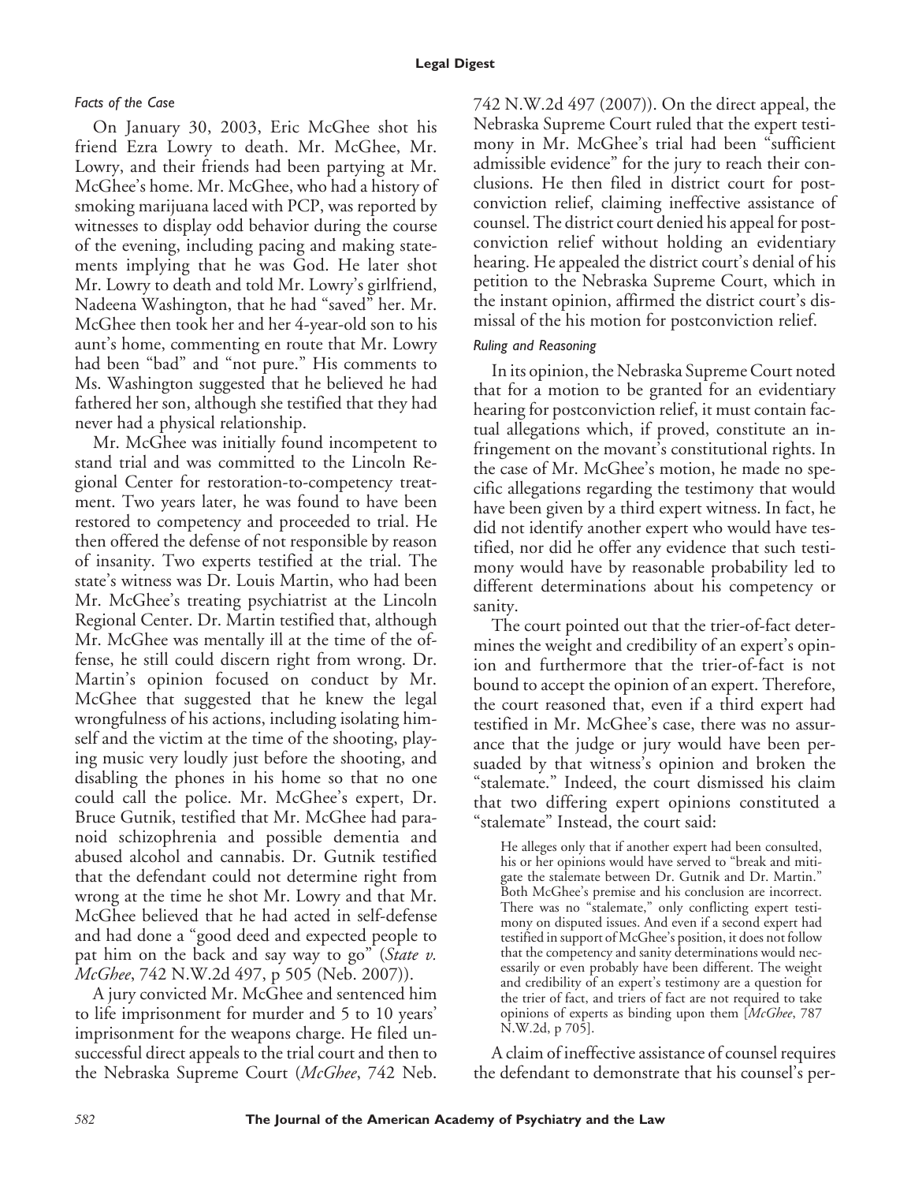### *Facts of the Case*

On January 30, 2003, Eric McGhee shot his friend Ezra Lowry to death. Mr. McGhee, Mr. Lowry, and their friends had been partying at Mr. McGhee's home. Mr. McGhee, who had a history of smoking marijuana laced with PCP, was reported by witnesses to display odd behavior during the course of the evening, including pacing and making statements implying that he was God. He later shot Mr. Lowry to death and told Mr. Lowry's girlfriend, Nadeena Washington, that he had "saved" her. Mr. McGhee then took her and her 4-year-old son to his aunt's home, commenting en route that Mr. Lowry had been "bad" and "not pure." His comments to Ms. Washington suggested that he believed he had fathered her son, although she testified that they had never had a physical relationship.

Mr. McGhee was initially found incompetent to stand trial and was committed to the Lincoln Regional Center for restoration-to-competency treatment. Two years later, he was found to have been restored to competency and proceeded to trial. He then offered the defense of not responsible by reason of insanity. Two experts testified at the trial. The state's witness was Dr. Louis Martin, who had been Mr. McGhee's treating psychiatrist at the Lincoln Regional Center. Dr. Martin testified that, although Mr. McGhee was mentally ill at the time of the offense, he still could discern right from wrong. Dr. Martin's opinion focused on conduct by Mr. McGhee that suggested that he knew the legal wrongfulness of his actions, including isolating himself and the victim at the time of the shooting, playing music very loudly just before the shooting, and disabling the phones in his home so that no one could call the police. Mr. McGhee's expert, Dr. Bruce Gutnik, testified that Mr. McGhee had paranoid schizophrenia and possible dementia and abused alcohol and cannabis. Dr. Gutnik testified that the defendant could not determine right from wrong at the time he shot Mr. Lowry and that Mr. McGhee believed that he had acted in self-defense and had done a "good deed and expected people to pat him on the back and say way to go" (*State v. McGhee*, 742 N.W.2d 497, p 505 (Neb. 2007)).

A jury convicted Mr. McGhee and sentenced him to life imprisonment for murder and 5 to 10 years' imprisonment for the weapons charge. He filed unsuccessful direct appeals to the trial court and then to the Nebraska Supreme Court (*McGhee*, 742 Neb. 742 N.W.2d 497 (2007)). On the direct appeal, the Nebraska Supreme Court ruled that the expert testimony in Mr. McGhee's trial had been "sufficient admissible evidence" for the jury to reach their conclusions. He then filed in district court for postconviction relief, claiming ineffective assistance of counsel. The district court denied his appeal for postconviction relief without holding an evidentiary hearing. He appealed the district court's denial of his petition to the Nebraska Supreme Court, which in the instant opinion, affirmed the district court's dismissal of the his motion for postconviction relief.

### *Ruling and Reasoning*

In its opinion, the Nebraska Supreme Court noted that for a motion to be granted for an evidentiary hearing for postconviction relief, it must contain factual allegations which, if proved, constitute an infringement on the movant's constitutional rights. In the case of Mr. McGhee's motion, he made no specific allegations regarding the testimony that would have been given by a third expert witness. In fact, he did not identify another expert who would have testified, nor did he offer any evidence that such testimony would have by reasonable probability led to different determinations about his competency or sanity.

The court pointed out that the trier-of-fact determines the weight and credibility of an expert's opinion and furthermore that the trier-of-fact is not bound to accept the opinion of an expert. Therefore, the court reasoned that, even if a third expert had testified in Mr. McGhee's case, there was no assurance that the judge or jury would have been persuaded by that witness's opinion and broken the "stalemate." Indeed, the court dismissed his claim that two differing expert opinions constituted a "stalemate" Instead, the court said:

> He alleges only that if another expert had been consulted, his or her opinions would have served to "break and mitigate the stalemate between Dr. Gutnik and Dr. Martin." Both McGhee's premise and his conclusion are incorrect. There was no "stalemate," only conflicting expert testimony on disputed issues. And even if a second expert had testified in support of McGhee's position, it does not follow that the competency and sanity determinations would necessarily or even probably have been different. The weight and credibility of an expert's testimony are a question for the trier of fact, and triers of fact are not required to take opinions of experts as binding upon them [*McGhee*, 787 N.W.2d, p 705].

A claim of ineffective assistance of counsel requires the defendant to demonstrate that his counsel's per-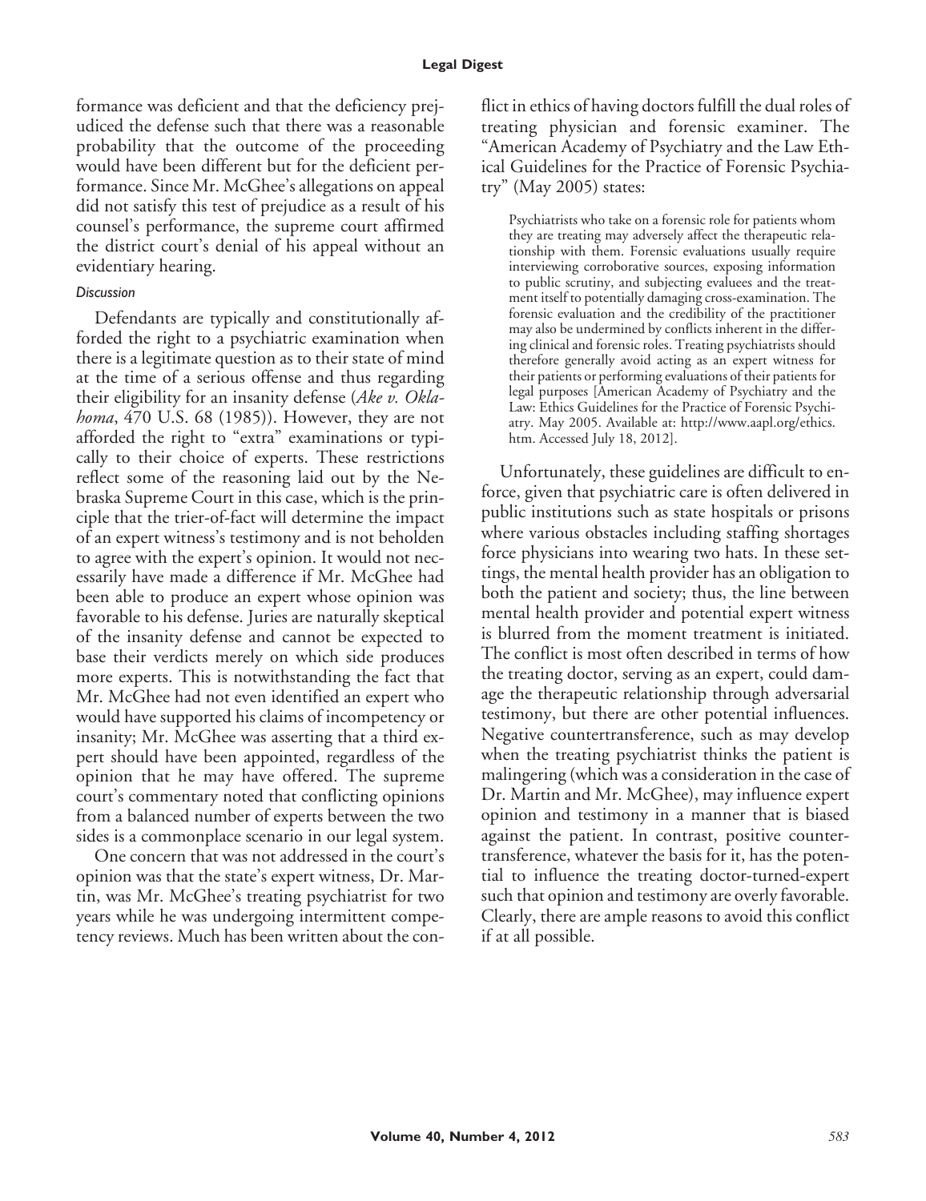formance was deficient and that the deficiency prejudiced the defense such that there was a reasonable probability that the outcome of the proceeding would have been different but for the deficient performance. Since Mr. McGhee's allegations on appeal did not satisfy this test of prejudice as a result of his counsel's performance, the supreme court affirmed the district court's denial of his appeal without an evidentiary hearing.

### *Discussion*

Defendants are typically and constitutionally afforded the right to a psychiatric examination when there is a legitimate question as to their state of mind at the time of a serious offense and thus regarding their eligibility for an insanity defense (*Ake v. Oklahoma*, 470 U.S. 68 (1985)). However, they are not afforded the right to "extra" examinations or typically to their choice of experts. These restrictions reflect some of the reasoning laid out by the Nebraska Supreme Court in this case, which is the principle that the trier-of-fact will determine the impact of an expert witness's testimony and is not beholden to agree with the expert's opinion. It would not necessarily have made a difference if Mr. McGhee had been able to produce an expert whose opinion was favorable to his defense. Juries are naturally skeptical of the insanity defense and cannot be expected to base their verdicts merely on which side produces more experts. This is notwithstanding the fact that Mr. McGhee had not even identified an expert who would have supported his claims of incompetency or insanity; Mr. McGhee was asserting that a third expert should have been appointed, regardless of the opinion that he may have offered. The supreme court's commentary noted that conflicting opinions from a balanced number of experts between the two sides is a commonplace scenario in our legal system.

One concern that was not addressed in the court's opinion was that the state's expert witness, Dr. Martin, was Mr. McGhee's treating psychiatrist for two years while he was undergoing intermittent competency reviews. Much has been written about the conflict in ethics of having doctors fulfill the dual roles of treating physician and forensic examiner. The "American Academy of Psychiatry and the Law Ethical Guidelines for the Practice of Forensic Psychiatry" (May 2005) states:

> Psychiatrists who take on a forensic role for patients whom they are treating may adversely affect the therapeutic relationship with them. Forensic evaluations usually require interviewing corroborative sources, exposing information to public scrutiny, and subjecting evaluees and the treatment itself to potentially damaging cross-examination. The forensic evaluation and the credibility of the practitioner may also be undermined by conflicts inherent in the differing clinical and forensic roles. Treating psychiatrists should therefore generally avoid acting as an expert witness for their patients or performing evaluations of their patients for legal purposes [American Academy of Psychiatry and the Law: Ethics Guidelines for the Practice of Forensic Psychiatry. May 2005. Available at: http://www.aapl.org/ethics.htm. Accessed July 18, 2012].

Unfortunately, these guidelines are difficult to enforce, given that psychiatric care is often delivered in public institutions such as state hospitals or prisons where various obstacles including staffing shortages force physicians into wearing two hats. In these settings, the mental health provider has an obligation to both the patient and society; thus, the line between mental health provider and potential expert witness is blurred from the moment treatment is initiated. The conflict is most often described in terms of how the treating doctor, serving as an expert, could damage the therapeutic relationship through adversarial testimony, but there are other potential influences. Negative countertransference, such as may develop when the treating psychiatrist thinks the patient is malingering (which was a consideration in the case of Dr. Martin and Mr. McGhee), may influence expert opinion and testimony in a manner that is biased against the patient. In contrast, positive countertransference, whatever the basis for it, has the potential to influence the treating doctor-turned-expert such that opinion and testimony are overly favorable. Clearly, there are ample reasons to avoid this conflict if at all possible.